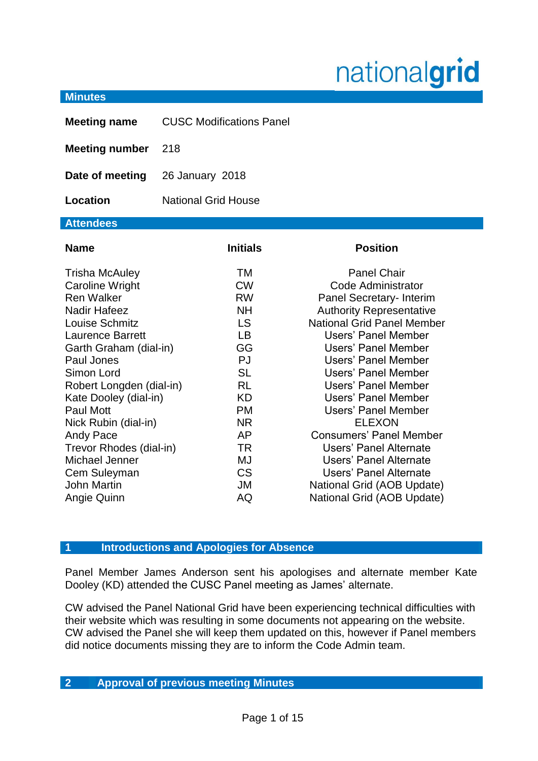nationalgrid

## Minutes

| | |
|---|---|
| **Meeting name** | CUSC Modifications Panel |
| **Meeting number** | 218 |
| **Date of meeting** | 26 January 2018 |
| **Location** | National Grid House |

## Attendees

| Name | Initials | Position |
|---|---|---|
| Trisha McAuley | TM | Panel Chair |
| Caroline Wright | CW | Code Administrator |
| Ren Walker | RW | Panel Secretary- Interim |
| Nadir Hafeez | NH | Authority Representative |
| Louise Schmitz | LS | National Grid Panel Member |
| Laurence Barrett | LB | Users' Panel Member |
| Garth Graham (dial-in) | GG | Users' Panel Member |
| Paul Jones | PJ | Users' Panel Member |
| Simon Lord | SL | Users' Panel Member |
| Robert Longden (dial-in) | RL | Users' Panel Member |
| Kate Dooley (dial-in) | KD | Users' Panel Member |
| Paul Mott | PM | Users' Panel Member |
| Nick Rubin (dial-in) | NR | ELEXON |
| Andy Pace | AP | Consumers' Panel Member |
| Trevor Rhodes (dial-in) | TR | Users' Panel Alternate |
| Michael Jenner | MJ | Users' Panel Alternate |
| Cem Suleyman | CS | Users' Panel Alternate |
| John Martin | JM | National Grid (AOB Update) |
| Angie Quinn | AQ | National Grid (AOB Update) |

## 1 Introductions and Apologies for Absence

Panel Member James Anderson sent his apologises and alternate member Kate Dooley (KD) attended the CUSC Panel meeting as James' alternate.

CW advised the Panel National Grid have been experiencing technical difficulties with their website which was resulting in some documents not appearing on the website. CW advised the Panel she will keep them updated on this, however if Panel members did notice documents missing they are to inform the Code Admin team.

## 2 Approval of previous meeting Minutes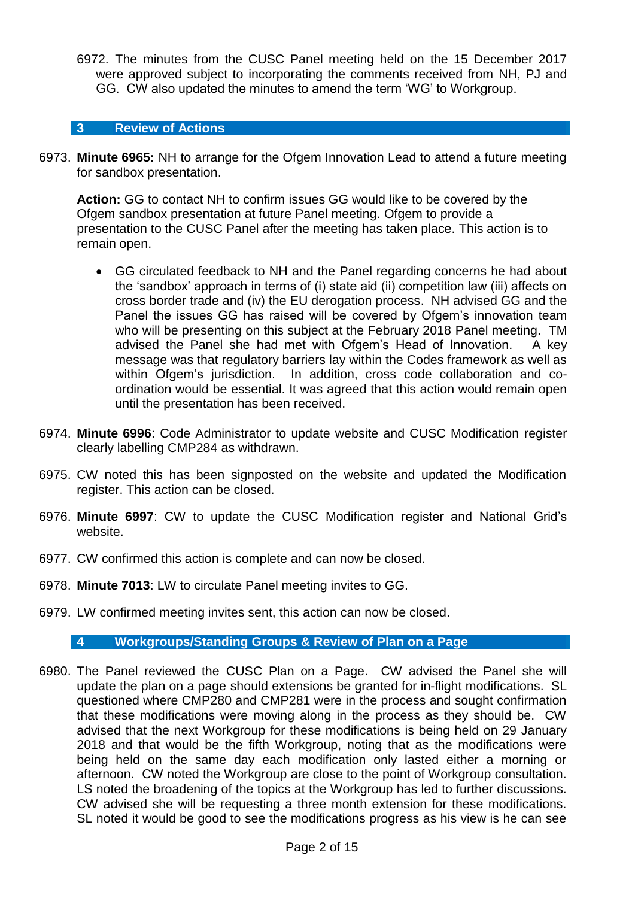6972. The minutes from the CUSC Panel meeting held on the 15 December 2017 were approved subject to incorporating the comments received from NH, PJ and GG. CW also updated the minutes to amend the term 'WG' to Workgroup.

## 3 Review of Actions

6973. **Minute 6965:** NH to arrange for the Ofgem Innovation Lead to attend a future meeting for sandbox presentation.

**Action:** GG to contact NH to confirm issues GG would like to be covered by the Ofgem sandbox presentation at future Panel meeting. Ofgem to provide a presentation to the CUSC Panel after the meeting has taken place. This action is to remain open.

- GG circulated feedback to NH and the Panel regarding concerns he had about the 'sandbox' approach in terms of (i) state aid (ii) competition law (iii) affects on cross border trade and (iv) the EU derogation process. NH advised GG and the Panel the issues GG has raised will be covered by Ofgem's innovation team who will be presenting on this subject at the February 2018 Panel meeting. TM advised the Panel she had met with Ofgem's Head of Innovation. A key message was that regulatory barriers lay within the Codes framework as well as within Ofgem's jurisdiction. In addition, cross code collaboration and co-ordination would be essential. It was agreed that this action would remain open until the presentation has been received.

6974. **Minute 6996**: Code Administrator to update website and CUSC Modification register clearly labelling CMP284 as withdrawn.

6975. CW noted this has been signposted on the website and updated the Modification register. This action can be closed.

6976. **Minute 6997**: CW to update the CUSC Modification register and National Grid's website.

6977. CW confirmed this action is complete and can now be closed.

6978. **Minute 7013**: LW to circulate Panel meeting invites to GG.

6979. LW confirmed meeting invites sent, this action can now be closed.

## 4 Workgroups/Standing Groups & Review of Plan on a Page

6980. The Panel reviewed the CUSC Plan on a Page. CW advised the Panel she will update the plan on a page should extensions be granted for in-flight modifications. SL questioned where CMP280 and CMP281 were in the process and sought confirmation that these modifications were moving along in the process as they should be. CW advised that the next Workgroup for these modifications is being held on 29 January 2018 and that would be the fifth Workgroup, noting that as the modifications were being held on the same day each modification only lasted either a morning or afternoon. CW noted the Workgroup are close to the point of Workgroup consultation. LS noted the broadening of the topics at the Workgroup has led to further discussions. CW advised she will be requesting a three month extension for these modifications. SL noted it would be good to see the modifications progress as his view is he can see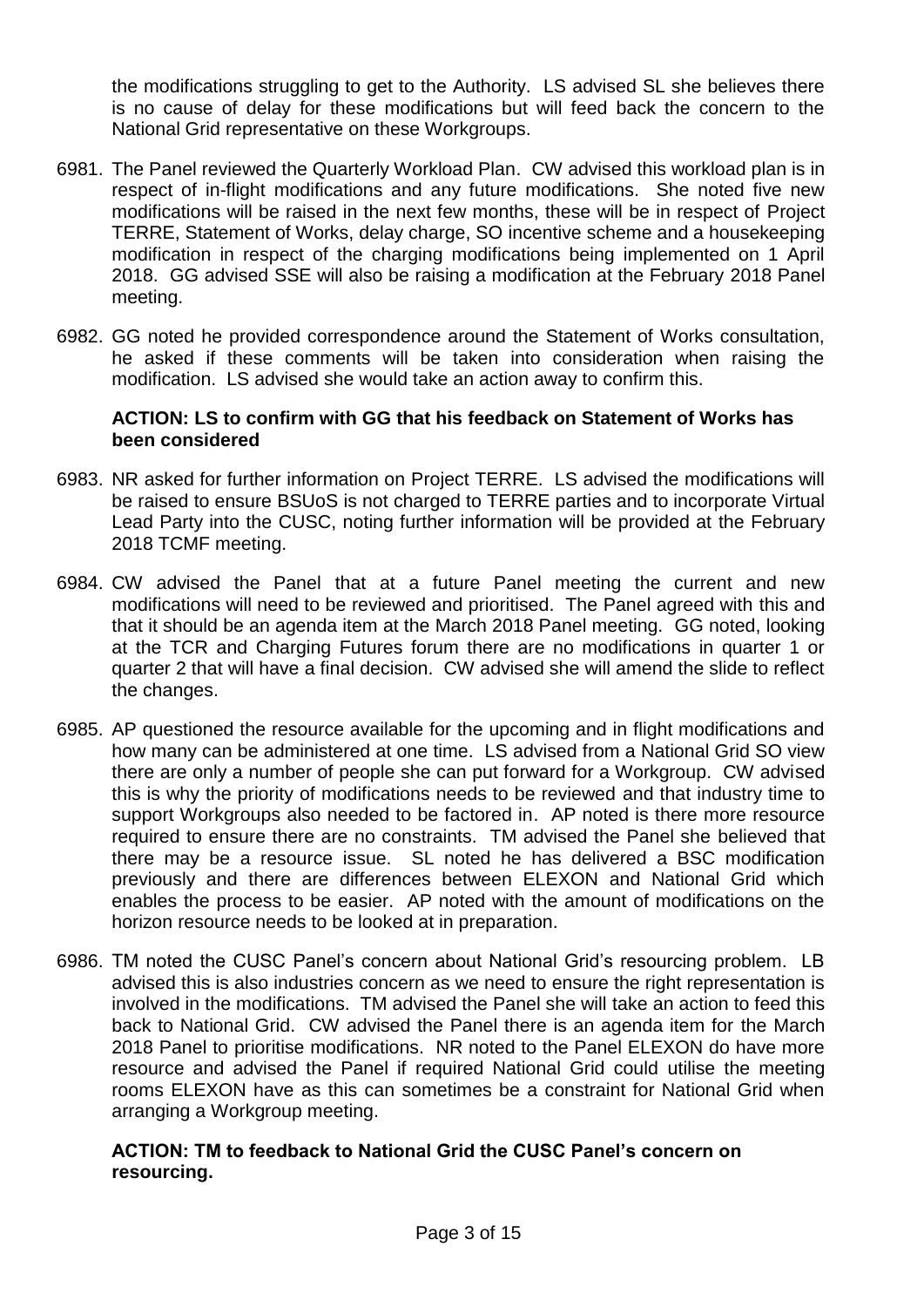the modifications struggling to get to the Authority. LS advised SL she believes there is no cause of delay for these modifications but will feed back the concern to the National Grid representative on these Workgroups.

6981. The Panel reviewed the Quarterly Workload Plan. CW advised this workload plan is in respect of in-flight modifications and any future modifications. She noted five new modifications will be raised in the next few months, these will be in respect of Project TERRE, Statement of Works, delay charge, SO incentive scheme and a housekeeping modification in respect of the charging modifications being implemented on 1 April 2018. GG advised SSE will also be raising a modification at the February 2018 Panel meeting.

6982. GG noted he provided correspondence around the Statement of Works consultation, he asked if these comments will be taken into consideration when raising the modification. LS advised she would take an action away to confirm this.

**ACTION: LS to confirm with GG that his feedback on Statement of Works has been considered**

6983. NR asked for further information on Project TERRE. LS advised the modifications will be raised to ensure BSUoS is not charged to TERRE parties and to incorporate Virtual Lead Party into the CUSC, noting further information will be provided at the February 2018 TCMF meeting.

6984. CW advised the Panel that at a future Panel meeting the current and new modifications will need to be reviewed and prioritised. The Panel agreed with this and that it should be an agenda item at the March 2018 Panel meeting. GG noted, looking at the TCR and Charging Futures forum there are no modifications in quarter 1 or quarter 2 that will have a final decision. CW advised she will amend the slide to reflect the changes.

6985. AP questioned the resource available for the upcoming and in flight modifications and how many can be administered at one time. LS advised from a National Grid SO view there are only a number of people she can put forward for a Workgroup. CW advised this is why the priority of modifications needs to be reviewed and that industry time to support Workgroups also needed to be factored in. AP noted is there more resource required to ensure there are no constraints. TM advised the Panel she believed that there may be a resource issue. SL noted he has delivered a BSC modification previously and there are differences between ELEXON and National Grid which enables the process to be easier. AP noted with the amount of modifications on the horizon resource needs to be looked at in preparation.

6986. TM noted the CUSC Panel's concern about National Grid's resourcing problem. LB advised this is also industries concern as we need to ensure the right representation is involved in the modifications. TM advised the Panel she will take an action to feed this back to National Grid. CW advised the Panel there is an agenda item for the March 2018 Panel to prioritise modifications. NR noted to the Panel ELEXON do have more resource and advised the Panel if required National Grid could utilise the meeting rooms ELEXON have as this can sometimes be a constraint for National Grid when arranging a Workgroup meeting.

**ACTION: TM to feedback to National Grid the CUSC Panel's concern on resourcing.**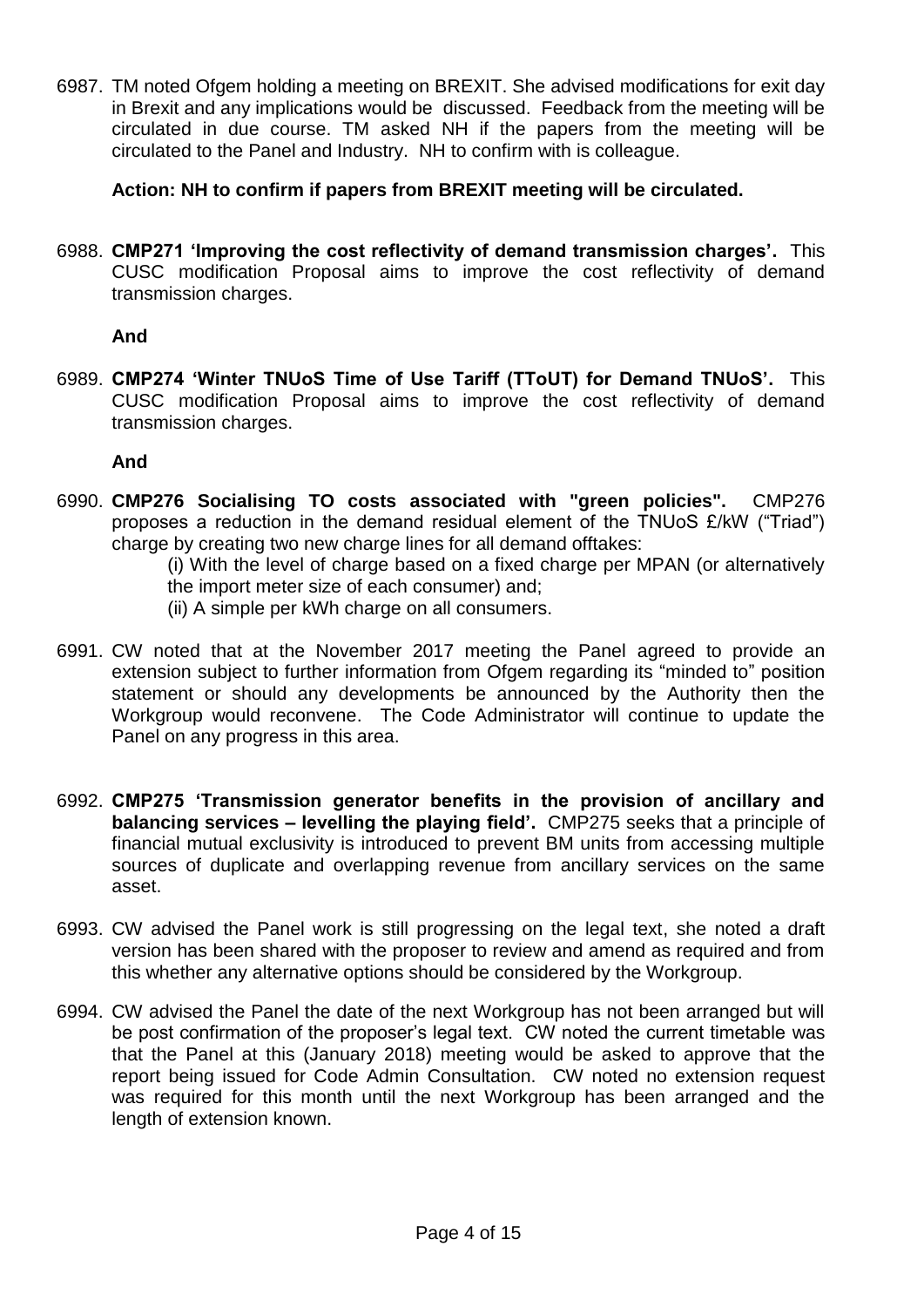6987. TM noted Ofgem holding a meeting on BREXIT. She advised modifications for exit day in Brexit and any implications would be discussed. Feedback from the meeting will be circulated in due course. TM asked NH if the papers from the meeting will be circulated to the Panel and Industry. NH to confirm with is colleague.

**Action: NH to confirm if papers from BREXIT meeting will be circulated.**

6988. **CMP271 'Improving the cost reflectivity of demand transmission charges'.** This CUSC modification Proposal aims to improve the cost reflectivity of demand transmission charges.

**And**

6989. **CMP274 'Winter TNUoS Time of Use Tariff (TToUT) for Demand TNUoS'.** This CUSC modification Proposal aims to improve the cost reflectivity of demand transmission charges.

**And**

6990. **CMP276 Socialising TO costs associated with "green policies".** CMP276 proposes a reduction in the demand residual element of the TNUoS £/kW ("Triad") charge by creating two new charge lines for all demand offtakes:

(i) With the level of charge based on a fixed charge per MPAN (or alternatively the import meter size of each consumer) and;

(ii) A simple per kWh charge on all consumers.

6991. CW noted that at the November 2017 meeting the Panel agreed to provide an extension subject to further information from Ofgem regarding its "minded to" position statement or should any developments be announced by the Authority then the Workgroup would reconvene. The Code Administrator will continue to update the Panel on any progress in this area.

6992. **CMP275 'Transmission generator benefits in the provision of ancillary and balancing services – levelling the playing field'.** CMP275 seeks that a principle of financial mutual exclusivity is introduced to prevent BM units from accessing multiple sources of duplicate and overlapping revenue from ancillary services on the same asset.

6993. CW advised the Panel work is still progressing on the legal text, she noted a draft version has been shared with the proposer to review and amend as required and from this whether any alternative options should be considered by the Workgroup.

6994. CW advised the Panel the date of the next Workgroup has not been arranged but will be post confirmation of the proposer's legal text. CW noted the current timetable was that the Panel at this (January 2018) meeting would be asked to approve that the report being issued for Code Admin Consultation. CW noted no extension request was required for this month until the next Workgroup has been arranged and the length of extension known.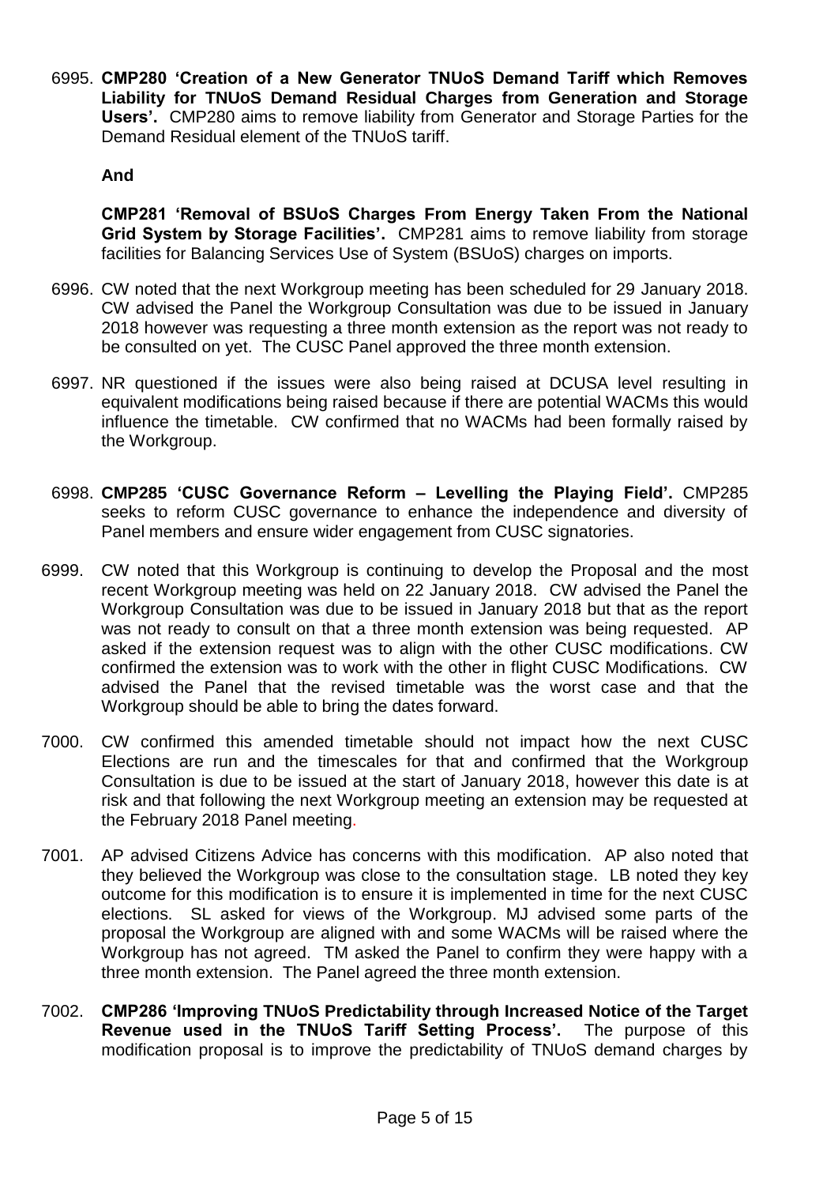6995. **CMP280 'Creation of a New Generator TNUoS Demand Tariff which Removes Liability for TNUoS Demand Residual Charges from Generation and Storage Users'.** CMP280 aims to remove liability from Generator and Storage Parties for the Demand Residual element of the TNUoS tariff.

**And**

**CMP281 'Removal of BSUoS Charges From Energy Taken From the National Grid System by Storage Facilities'.** CMP281 aims to remove liability from storage facilities for Balancing Services Use of System (BSUoS) charges on imports.

6996. CW noted that the next Workgroup meeting has been scheduled for 29 January 2018. CW advised the Panel the Workgroup Consultation was due to be issued in January 2018 however was requesting a three month extension as the report was not ready to be consulted on yet. The CUSC Panel approved the three month extension.

6997. NR questioned if the issues were also being raised at DCUSA level resulting in equivalent modifications being raised because if there are potential WACMs this would influence the timetable. CW confirmed that no WACMs had been formally raised by the Workgroup.

6998. **CMP285 'CUSC Governance Reform – Levelling the Playing Field'.** CMP285 seeks to reform CUSC governance to enhance the independence and diversity of Panel members and ensure wider engagement from CUSC signatories.

6999. CW noted that this Workgroup is continuing to develop the Proposal and the most recent Workgroup meeting was held on 22 January 2018. CW advised the Panel the Workgroup Consultation was due to be issued in January 2018 but that as the report was not ready to consult on that a three month extension was being requested. AP asked if the extension request was to align with the other CUSC modifications. CW confirmed the extension was to work with the other in flight CUSC Modifications. CW advised the Panel that the revised timetable was the worst case and that the Workgroup should be able to bring the dates forward.

7000. CW confirmed this amended timetable should not impact how the next CUSC Elections are run and the timescales for that and confirmed that the Workgroup Consultation is due to be issued at the start of January 2018, however this date is at risk and that following the next Workgroup meeting an extension may be requested at the February 2018 Panel meeting.

7001. AP advised Citizens Advice has concerns with this modification. AP also noted that they believed the Workgroup was close to the consultation stage. LB noted they key outcome for this modification is to ensure it is implemented in time for the next CUSC elections. SL asked for views of the Workgroup. MJ advised some parts of the proposal the Workgroup are aligned with and some WACMs will be raised where the Workgroup has not agreed. TM asked the Panel to confirm they were happy with a three month extension. The Panel agreed the three month extension.

7002. **CMP286 'Improving TNUoS Predictability through Increased Notice of the Target Revenue used in the TNUoS Tariff Setting Process'.** The purpose of this modification proposal is to improve the predictability of TNUoS demand charges by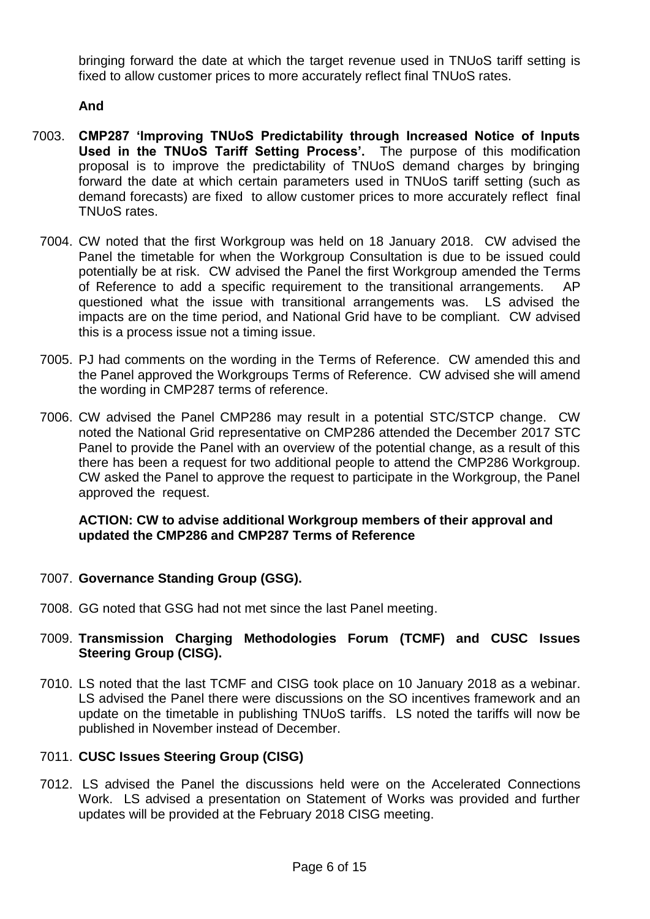bringing forward the date at which the target revenue used in TNUoS tariff setting is fixed to allow customer prices to more accurately reflect final TNUoS rates.

**And**

7003. **CMP287 'Improving TNUoS Predictability through Increased Notice of Inputs Used in the TNUoS Tariff Setting Process'.** The purpose of this modification proposal is to improve the predictability of TNUoS demand charges by bringing forward the date at which certain parameters used in TNUoS tariff setting (such as demand forecasts) are fixed to allow customer prices to more accurately reflect final TNUoS rates.

7004. CW noted that the first Workgroup was held on 18 January 2018. CW advised the Panel the timetable for when the Workgroup Consultation is due to be issued could potentially be at risk. CW advised the Panel the first Workgroup amended the Terms of Reference to add a specific requirement to the transitional arrangements. AP questioned what the issue with transitional arrangements was. LS advised the impacts are on the time period, and National Grid have to be compliant. CW advised this is a process issue not a timing issue.

7005. PJ had comments on the wording in the Terms of Reference. CW amended this and the Panel approved the Workgroups Terms of Reference. CW advised she will amend the wording in CMP287 terms of reference.

7006. CW advised the Panel CMP286 may result in a potential STC/STCP change. CW noted the National Grid representative on CMP286 attended the December 2017 STC Panel to provide the Panel with an overview of the potential change, as a result of this there has been a request for two additional people to attend the CMP286 Workgroup. CW asked the Panel to approve the request to participate in the Workgroup, the Panel approved the request.

**ACTION: CW to advise additional Workgroup members of their approval and updated the CMP286 and CMP287 Terms of Reference**

7007. **Governance Standing Group (GSG).**

7008. GG noted that GSG had not met since the last Panel meeting.

7009. **Transmission Charging Methodologies Forum (TCMF) and CUSC Issues Steering Group (CISG).**

7010. LS noted that the last TCMF and CISG took place on 10 January 2018 as a webinar. LS advised the Panel there were discussions on the SO incentives framework and an update on the timetable in publishing TNUoS tariffs. LS noted the tariffs will now be published in November instead of December.

7011. **CUSC Issues Steering Group (CISG)**

7012. LS advised the Panel the discussions held were on the Accelerated Connections Work. LS advised a presentation on Statement of Works was provided and further updates will be provided at the February 2018 CISG meeting.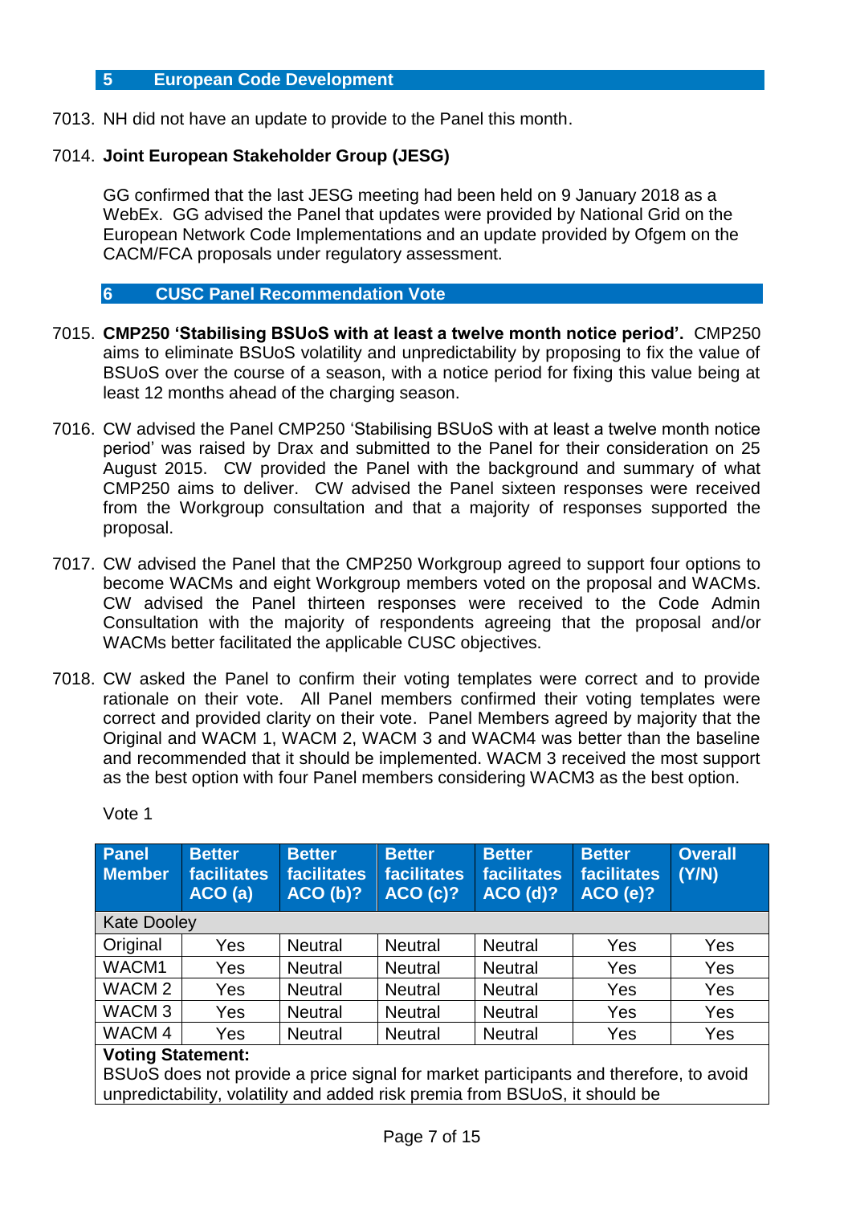## 5 European Code Development

7013. NH did not have an update to provide to the Panel this month.

7014. **Joint European Stakeholder Group (JESG)**

GG confirmed that the last JESG meeting had been held on 9 January 2018 as a WebEx. GG advised the Panel that updates were provided by National Grid on the European Network Code Implementations and an update provided by Ofgem on the CACM/FCA proposals under regulatory assessment.

## 6 CUSC Panel Recommendation Vote

7015. **CMP250 'Stabilising BSUoS with at least a twelve month notice period'.** CMP250 aims to eliminate BSUoS volatility and unpredictability by proposing to fix the value of BSUoS over the course of a season, with a notice period for fixing this value being at least 12 months ahead of the charging season.

7016. CW advised the Panel CMP250 'Stabilising BSUoS with at least a twelve month notice period' was raised by Drax and submitted to the Panel for their consideration on 25 August 2015. CW provided the Panel with the background and summary of what CMP250 aims to deliver. CW advised the Panel sixteen responses were received from the Workgroup consultation and that a majority of responses supported the proposal.

7017. CW advised the Panel that the CMP250 Workgroup agreed to support four options to become WACMs and eight Workgroup members voted on the proposal and WACMs. CW advised the Panel thirteen responses were received to the Code Admin Consultation with the majority of respondents agreeing that the proposal and/or WACMs better facilitated the applicable CUSC objectives.

7018. CW asked the Panel to confirm their voting templates were correct and to provide rationale on their vote. All Panel members confirmed their voting templates were correct and provided clarity on their vote. Panel Members agreed by majority that the Original and WACM 1, WACM 2, WACM 3 and WACM4 was better than the baseline and recommended that it should be implemented. WACM 3 received the most support as the best option with four Panel members considering WACM3 as the best option.

Vote 1

| Panel Member | Better facilitates ACO (a) | Better facilitates ACO (b)? | Better facilitates ACO (c)? | Better facilitates ACO (d)? | Better facilitates ACO (e)? | Overall (Y/N) |
|---|---|---|---|---|---|---|
| Kate Dooley | | | | | | |
| Original | Yes | Neutral | Neutral | Neutral | Yes | Yes |
| WACM1 | Yes | Neutral | Neutral | Neutral | Yes | Yes |
| WACM 2 | Yes | Neutral | Neutral | Neutral | Yes | Yes |
| WACM 3 | Yes | Neutral | Neutral | Neutral | Yes | Yes |
| WACM 4 | Yes | Neutral | Neutral | Neutral | Yes | Yes |
| **Voting Statement:** BSUoS does not provide a price signal for market participants and therefore, to avoid unpredictability, volatility and added risk premia from BSUoS, it should be | | | | | | |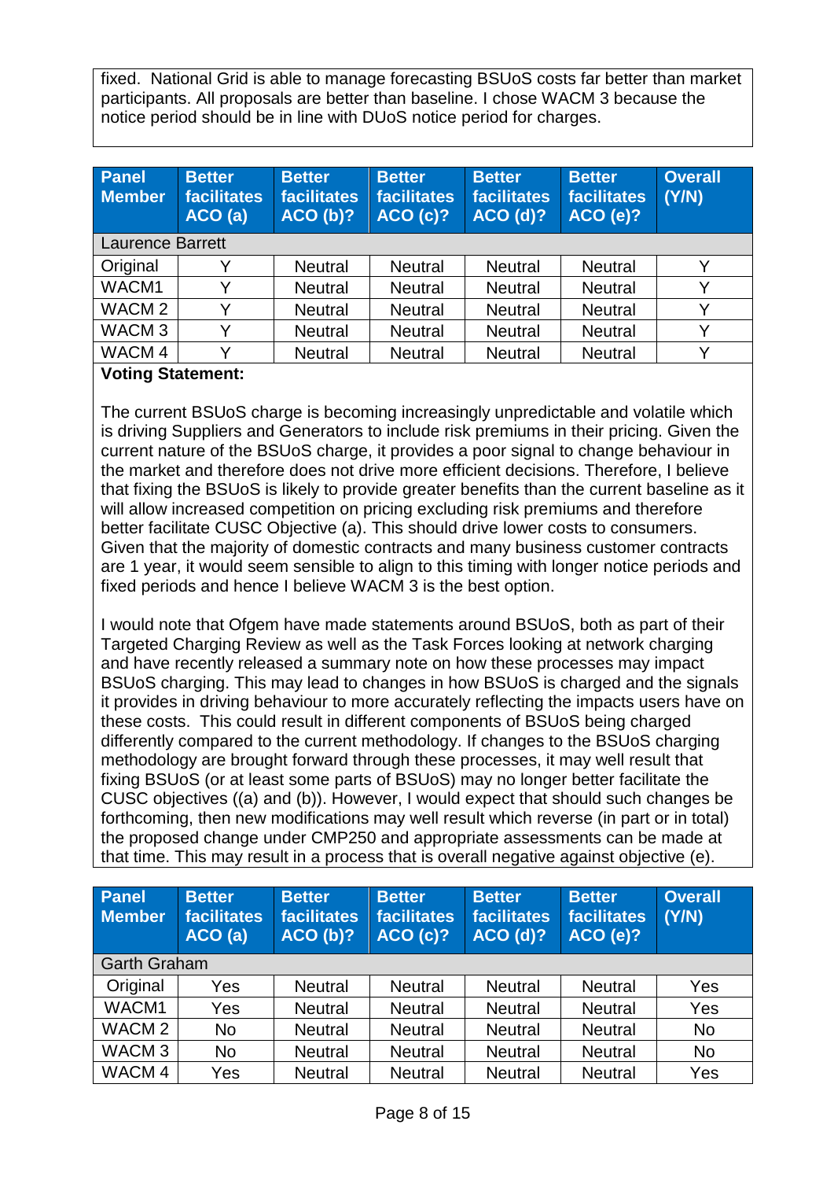fixed. National Grid is able to manage forecasting BSUoS costs far better than market participants. All proposals are better than baseline. I chose WACM 3 because the notice period should be in line with DUoS notice period for charges.

| Panel Member | Better facilitates ACO (a) | Better facilitates ACO (b)? | Better facilitates ACO (c)? | Better facilitates ACO (d)? | Better facilitates ACO (e)? | Overall (Y/N) |
|---|---|---|---|---|---|---|
| Laurence Barrett | | | | | | |
| Original | Y | Neutral | Neutral | Neutral | Neutral | Y |
| WACM1 | Y | Neutral | Neutral | Neutral | Neutral | Y |
| WACM 2 | Y | Neutral | Neutral | Neutral | Neutral | Y |
| WACM 3 | Y | Neutral | Neutral | Neutral | Neutral | Y |
| WACM 4 | Y | Neutral | Neutral | Neutral | Neutral | Y |

**Voting Statement:**

The current BSUoS charge is becoming increasingly unpredictable and volatile which is driving Suppliers and Generators to include risk premiums in their pricing. Given the current nature of the BSUoS charge, it provides a poor signal to change behaviour in the market and therefore does not drive more efficient decisions. Therefore, I believe that fixing the BSUoS is likely to provide greater benefits than the current baseline as it will allow increased competition on pricing excluding risk premiums and therefore better facilitate CUSC Objective (a). This should drive lower costs to consumers. Given that the majority of domestic contracts and many business customer contracts are 1 year, it would seem sensible to align to this timing with longer notice periods and fixed periods and hence I believe WACM 3 is the best option.

I would note that Ofgem have made statements around BSUoS, both as part of their Targeted Charging Review as well as the Task Forces looking at network charging and have recently released a summary note on how these processes may impact BSUoS charging. This may lead to changes in how BSUoS is charged and the signals it provides in driving behaviour to more accurately reflecting the impacts users have on these costs. This could result in different components of BSUoS being charged differently compared to the current methodology. If changes to the BSUoS charging methodology are brought forward through these processes, it may well result that fixing BSUoS (or at least some parts of BSUoS) may no longer better facilitate the CUSC objectives ((a) and (b)). However, I would expect that should such changes be forthcoming, then new modifications may well result which reverse (in part or in total) the proposed change under CMP250 and appropriate assessments can be made at that time. This may result in a process that is overall negative against objective (e).

| Panel Member | Better facilitates ACO (a) | Better facilitates ACO (b)? | Better facilitates ACO (c)? | Better facilitates ACO (d)? | Better facilitates ACO (e)? | Overall (Y/N) |
|---|---|---|---|---|---|---|
| Garth Graham | | | | | | |
| Original | Yes | Neutral | Neutral | Neutral | Neutral | Yes |
| WACM1 | Yes | Neutral | Neutral | Neutral | Neutral | Yes |
| WACM 2 | No | Neutral | Neutral | Neutral | Neutral | No |
| WACM 3 | No | Neutral | Neutral | Neutral | Neutral | No |
| WACM 4 | Yes | Neutral | Neutral | Neutral | Neutral | Yes |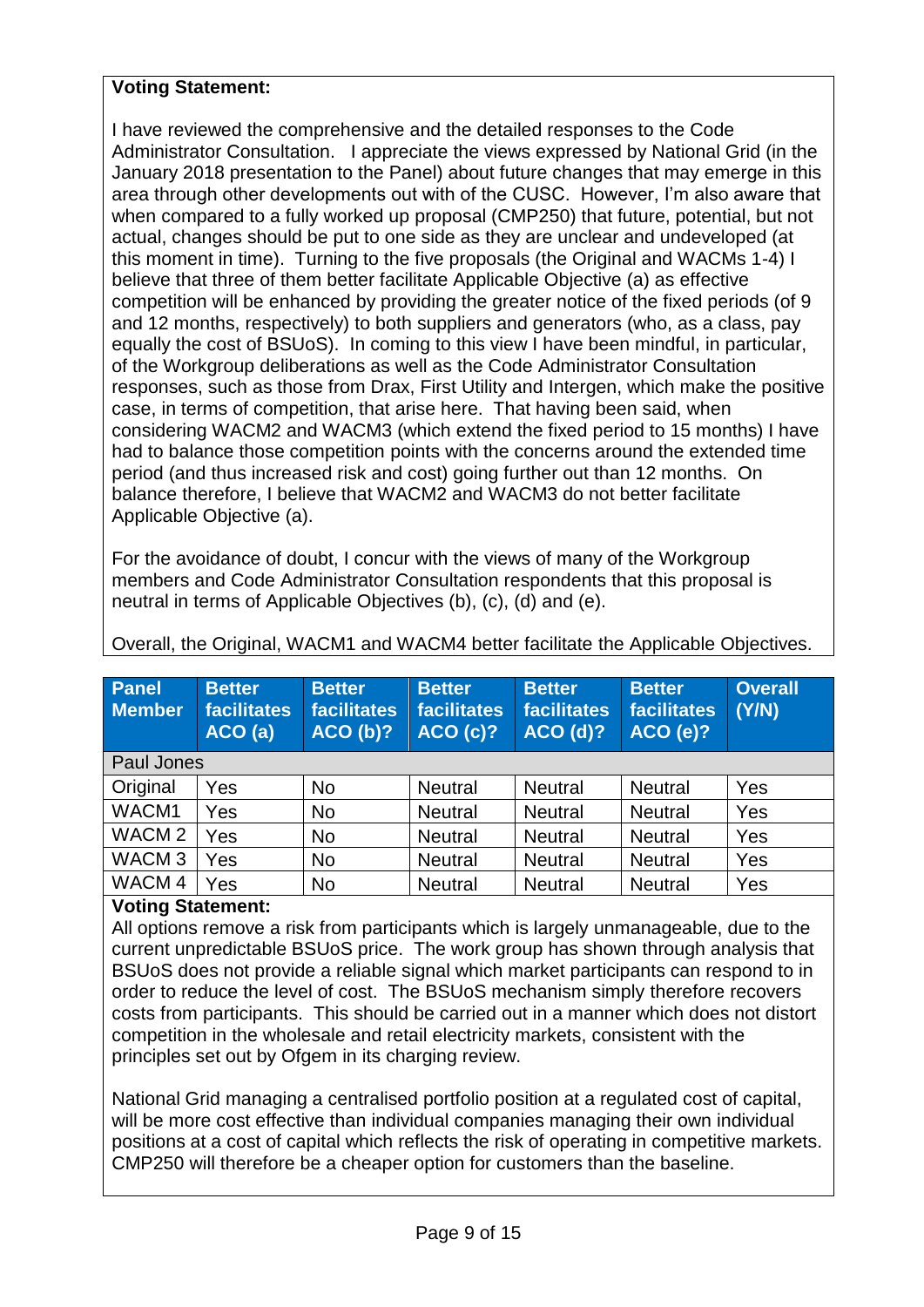**Voting Statement:**

I have reviewed the comprehensive and the detailed responses to the Code Administrator Consultation. I appreciate the views expressed by National Grid (in the January 2018 presentation to the Panel) about future changes that may emerge in this area through other developments out with of the CUSC. However, I'm also aware that when compared to a fully worked up proposal (CMP250) that future, potential, but not actual, changes should be put to one side as they are unclear and undeveloped (at this moment in time). Turning to the five proposals (the Original and WACMs 1-4) I believe that three of them better facilitate Applicable Objective (a) as effective competition will be enhanced by providing the greater notice of the fixed periods (of 9 and 12 months, respectively) to both suppliers and generators (who, as a class, pay equally the cost of BSUoS). In coming to this view I have been mindful, in particular, of the Workgroup deliberations as well as the Code Administrator Consultation responses, such as those from Drax, First Utility and Intergen, which make the positive case, in terms of competition, that arise here. That having been said, when considering WACM2 and WACM3 (which extend the fixed period to 15 months) I have had to balance those competition points with the concerns around the extended time period (and thus increased risk and cost) going further out than 12 months. On balance therefore, I believe that WACM2 and WACM3 do not better facilitate Applicable Objective (a).

For the avoidance of doubt, I concur with the views of many of the Workgroup members and Code Administrator Consultation respondents that this proposal is neutral in terms of Applicable Objectives (b), (c), (d) and (e).

Overall, the Original, WACM1 and WACM4 better facilitate the Applicable Objectives.

| Panel Member | Better facilitates ACO (a) | Better facilitates ACO (b)? | Better facilitates ACO (c)? | Better facilitates ACO (d)? | Better facilitates ACO (e)? | Overall (Y/N) |
|---|---|---|---|---|---|---|
| Paul Jones | | | | | | |
| Original | Yes | No | Neutral | Neutral | Neutral | Yes |
| WACM1 | Yes | No | Neutral | Neutral | Neutral | Yes |
| WACM 2 | Yes | No | Neutral | Neutral | Neutral | Yes |
| WACM 3 | Yes | No | Neutral | Neutral | Neutral | Yes |
| WACM 4 | Yes | No | Neutral | Neutral | Neutral | Yes |

**Voting Statement:**

All options remove a risk from participants which is largely unmanageable, due to the current unpredictable BSUoS price. The work group has shown through analysis that BSUoS does not provide a reliable signal which market participants can respond to in order to reduce the level of cost. The BSUoS mechanism simply therefore recovers costs from participants. This should be carried out in a manner which does not distort competition in the wholesale and retail electricity markets, consistent with the principles set out by Ofgem in its charging review.

National Grid managing a centralised portfolio position at a regulated cost of capital, will be more cost effective than individual companies managing their own individual positions at a cost of capital which reflects the risk of operating in competitive markets. CMP250 will therefore be a cheaper option for customers than the baseline.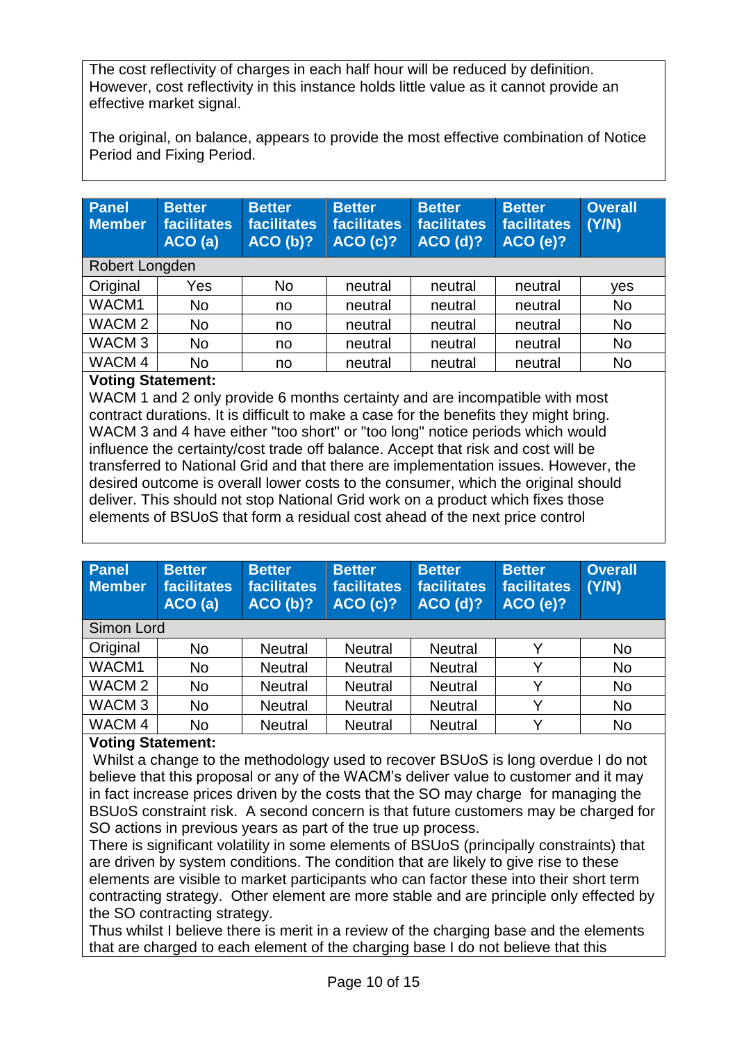The cost reflectivity of charges in each half hour will be reduced by definition. However, cost reflectivity in this instance holds little value as it cannot provide an effective market signal.

The original, on balance, appears to provide the most effective combination of Notice Period and Fixing Period.

| Panel Member | Better facilitates ACO (a) | Better facilitates ACO (b)? | Better facilitates ACO (c)? | Better facilitates ACO (d)? | Better facilitates ACO (e)? | Overall (Y/N) |
|---|---|---|---|---|---|---|
| Robert Longden | | | | | | |
| Original | Yes | No | neutral | neutral | neutral | yes |
| WACM1 | No | no | neutral | neutral | neutral | No |
| WACM 2 | No | no | neutral | neutral | neutral | No |
| WACM 3 | No | no | neutral | neutral | neutral | No |
| WACM 4 | No | no | neutral | neutral | neutral | No |

**Voting Statement:**
WACM 1 and 2 only provide 6 months certainty and are incompatible with most contract durations. It is difficult to make a case for the benefits they might bring. WACM 3 and 4 have either "too short" or "too long" notice periods which would influence the certainty/cost trade off balance. Accept that risk and cost will be transferred to National Grid and that there are implementation issues. However, the desired outcome is overall lower costs to the consumer, which the original should deliver. This should not stop National Grid work on a product which fixes those elements of BSUoS that form a residual cost ahead of the next price control

| Panel Member | Better facilitates ACO (a) | Better facilitates ACO (b)? | Better facilitates ACO (c)? | Better facilitates ACO (d)? | Better facilitates ACO (e)? | Overall (Y/N) |
|---|---|---|---|---|---|---|
| Simon Lord | | | | | | |
| Original | No | Neutral | Neutral | Neutral | Y | No |
| WACM1 | No | Neutral | Neutral | Neutral | Y | No |
| WACM 2 | No | Neutral | Neutral | Neutral | Y | No |
| WACM 3 | No | Neutral | Neutral | Neutral | Y | No |
| WACM 4 | No | Neutral | Neutral | Neutral | Y | No |

**Voting Statement:**
Whilst a change to the methodology used to recover BSUoS is long overdue I do not believe that this proposal or any of the WACM's deliver value to customer and it may in fact increase prices driven by the costs that the SO may charge for managing the BSUoS constraint risk. A second concern is that future customers may be charged for SO actions in previous years as part of the true up process.
There is significant volatility in some elements of BSUoS (principally constraints) that are driven by system conditions. The condition that are likely to give rise to these elements are visible to market participants who can factor these into their short term contracting strategy. Other element are more stable and are principle only effected by the SO contracting strategy.
Thus whilst I believe there is merit in a review of the charging base and the elements that are charged to each element of the charging base I do not believe that this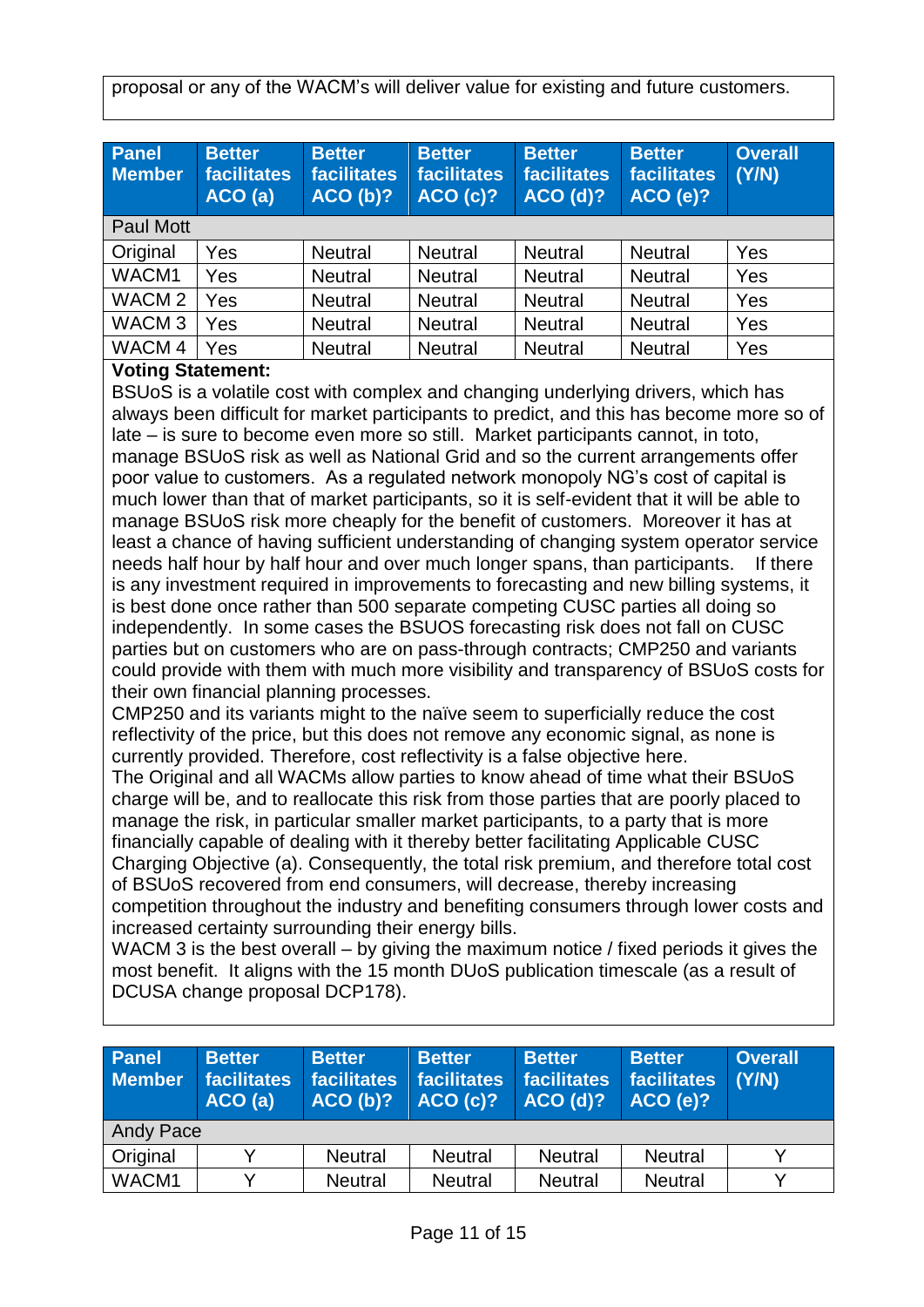proposal or any of the WACM's will deliver value for existing and future customers.

| Panel Member | Better facilitates ACO (a) | Better facilitates ACO (b)? | Better facilitates ACO (c)? | Better facilitates ACO (d)? | Better facilitates ACO (e)? | Overall (Y/N) |
|---|---|---|---|---|---|---|
| Paul Mott | | | | | | |
| Original | Yes | Neutral | Neutral | Neutral | Neutral | Yes |
| WACM1 | Yes | Neutral | Neutral | Neutral | Neutral | Yes |
| WACM 2 | Yes | Neutral | Neutral | Neutral | Neutral | Yes |
| WACM 3 | Yes | Neutral | Neutral | Neutral | Neutral | Yes |
| WACM 4 | Yes | Neutral | Neutral | Neutral | Neutral | Yes |

**Voting Statement:**

BSUoS is a volatile cost with complex and changing underlying drivers, which has always been difficult for market participants to predict, and this has become more so of late – is sure to become even more so still. Market participants cannot, in toto, manage BSUoS risk as well as National Grid and so the current arrangements offer poor value to customers. As a regulated network monopoly NG's cost of capital is much lower than that of market participants, so it is self-evident that it will be able to manage BSUoS risk more cheaply for the benefit of customers. Moreover it has at least a chance of having sufficient understanding of changing system operator service needs half hour by half hour and over much longer spans, than participants. If there is any investment required in improvements to forecasting and new billing systems, it is best done once rather than 500 separate competing CUSC parties all doing so independently. In some cases the BSUOS forecasting risk does not fall on CUSC parties but on customers who are on pass-through contracts; CMP250 and variants could provide with them with much more visibility and transparency of BSUoS costs for their own financial planning processes.

CMP250 and its variants might to the naïve seem to superficially reduce the cost reflectivity of the price, but this does not remove any economic signal, as none is currently provided. Therefore, cost reflectivity is a false objective here.

The Original and all WACMs allow parties to know ahead of time what their BSUoS charge will be, and to reallocate this risk from those parties that are poorly placed to manage the risk, in particular smaller market participants, to a party that is more financially capable of dealing with it thereby better facilitating Applicable CUSC Charging Objective (a). Consequently, the total risk premium, and therefore total cost of BSUoS recovered from end consumers, will decrease, thereby increasing competition throughout the industry and benefiting consumers through lower costs and increased certainty surrounding their energy bills.

WACM 3 is the best overall – by giving the maximum notice / fixed periods it gives the most benefit. It aligns with the 15 month DUoS publication timescale (as a result of DCUSA change proposal DCP178).

| Panel Member | Better facilitates ACO (a) | Better facilitates ACO (b)? | Better facilitates ACO (c)? | Better facilitates ACO (d)? | Better facilitates ACO (e)? | Overall (Y/N) |
|---|---|---|---|---|---|---|
| Andy Pace | | | | | | |
| Original | Y | Neutral | Neutral | Neutral | Neutral | Y |
| WACM1 | Y | Neutral | Neutral | Neutral | Neutral | Y |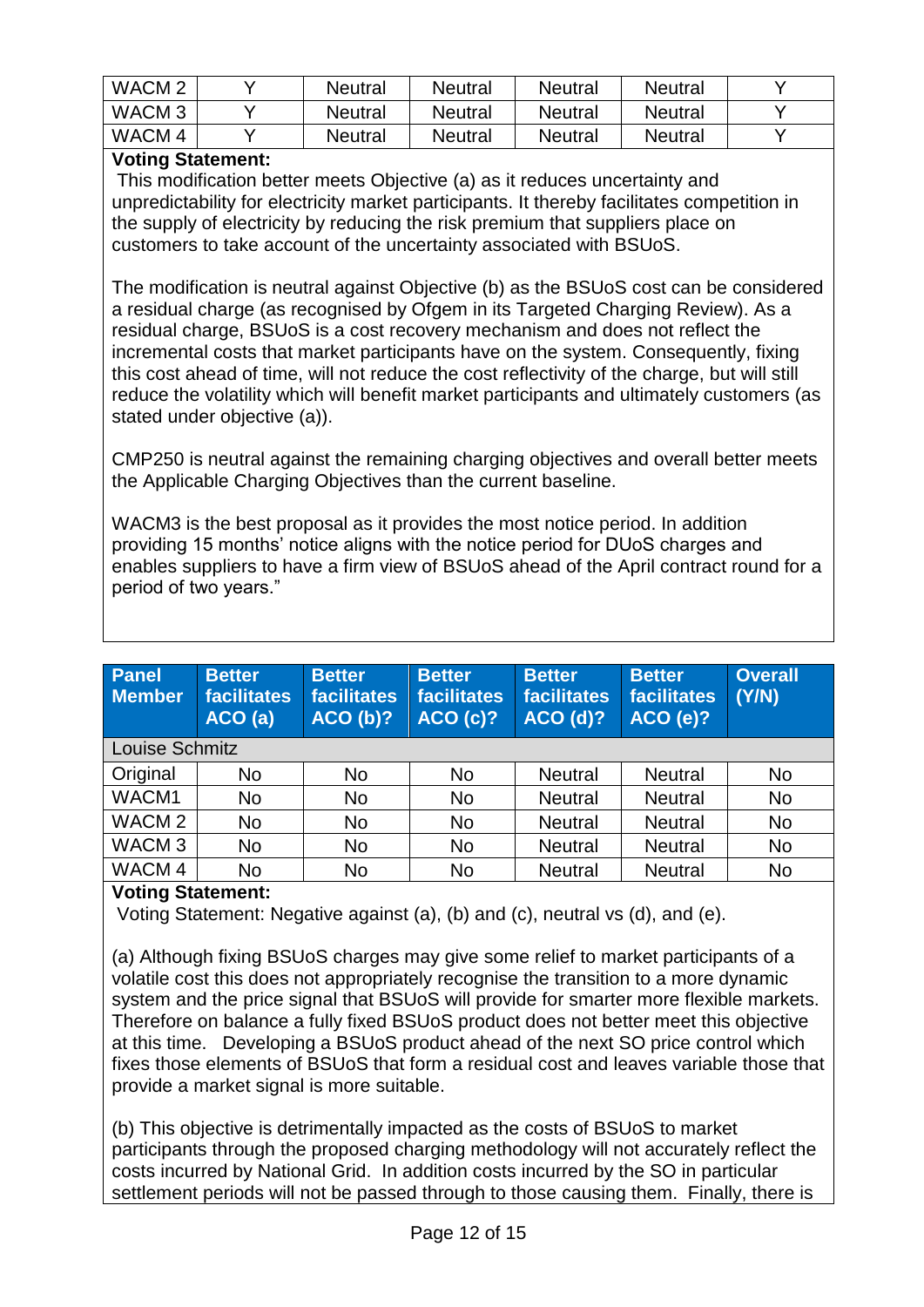| | | | | | | |
|---|---|---|---|---|---|---|
| WACM 2 | Y | Neutral | Neutral | Neutral | Neutral | Y |
| WACM 3 | Y | Neutral | Neutral | Neutral | Neutral | Y |
| WACM 4 | Y | Neutral | Neutral | Neutral | Neutral | Y |

**Voting Statement:**

This modification better meets Objective (a) as it reduces uncertainty and unpredictability for electricity market participants. It thereby facilitates competition in the supply of electricity by reducing the risk premium that suppliers place on customers to take account of the uncertainty associated with BSUoS.

The modification is neutral against Objective (b) as the BSUoS cost can be considered a residual charge (as recognised by Ofgem in its Targeted Charging Review). As a residual charge, BSUoS is a cost recovery mechanism and does not reflect the incremental costs that market participants have on the system. Consequently, fixing this cost ahead of time, will not reduce the cost reflectivity of the charge, but will still reduce the volatility which will benefit market participants and ultimately customers (as stated under objective (a)).

CMP250 is neutral against the remaining charging objectives and overall better meets the Applicable Charging Objectives than the current baseline.

WACM3 is the best proposal as it provides the most notice period. In addition providing 15 months' notice aligns with the notice period for DUoS charges and enables suppliers to have a firm view of BSUoS ahead of the April contract round for a period of two years."

| Panel Member | Better facilitates ACO (a) | Better facilitates ACO (b)? | Better facilitates ACO (c)? | Better facilitates ACO (d)? | Better facilitates ACO (e)? | Overall (Y/N) |
|---|---|---|---|---|---|---|
| Louise Schmitz | | | | | | |
| Original | No | No | No | Neutral | Neutral | No |
| WACM1 | No | No | No | Neutral | Neutral | No |
| WACM 2 | No | No | No | Neutral | Neutral | No |
| WACM 3 | No | No | No | Neutral | Neutral | No |
| WACM 4 | No | No | No | Neutral | Neutral | No |

**Voting Statement:**

Voting Statement: Negative against (a), (b) and (c), neutral vs (d), and (e).

(a) Although fixing BSUoS charges may give some relief to market participants of a volatile cost this does not appropriately recognise the transition to a more dynamic system and the price signal that BSUoS will provide for smarter more flexible markets. Therefore on balance a fully fixed BSUoS product does not better meet this objective at this time. Developing a BSUoS product ahead of the next SO price control which fixes those elements of BSUoS that form a residual cost and leaves variable those that provide a market signal is more suitable.

(b) This objective is detrimentally impacted as the costs of BSUoS to market participants through the proposed charging methodology will not accurately reflect the costs incurred by National Grid. In addition costs incurred by the SO in particular settlement periods will not be passed through to those causing them. Finally, there is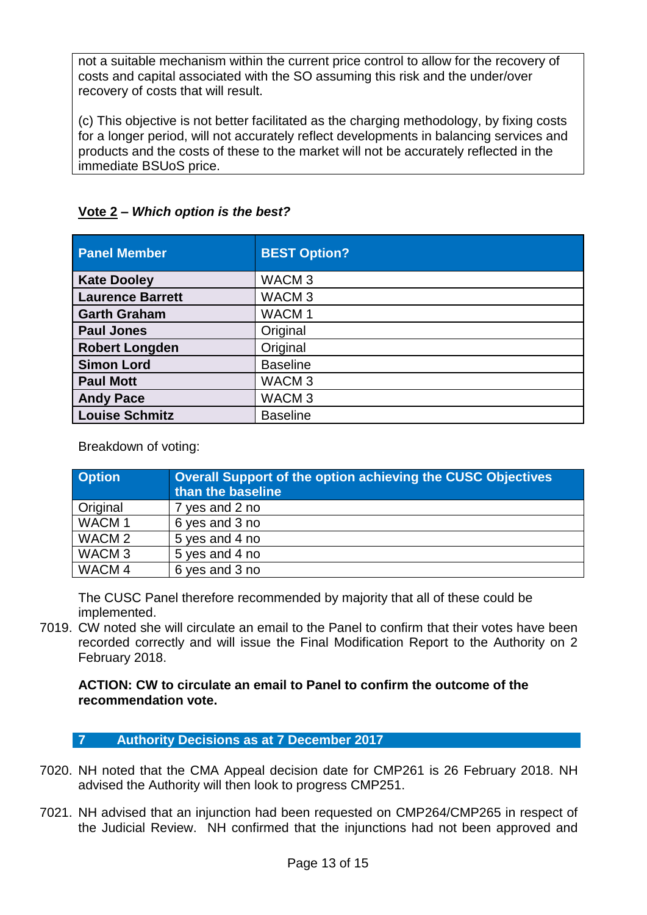not a suitable mechanism within the current price control to allow for the recovery of costs and capital associated with the SO assuming this risk and the under/over recovery of costs that will result.

(c) This objective is not better facilitated as the charging methodology, by fixing costs for a longer period, will not accurately reflect developments in balancing services and products and the costs of these to the market will not be accurately reflected in the immediate BSUoS price.

**Vote 2 – *Which option is the best?***

| Panel Member | BEST Option? |
|---|---|
| **Kate Dooley** | WACM 3 |
| **Laurence Barrett** | WACM 3 |
| **Garth Graham** | WACM 1 |
| **Paul Jones** | Original |
| **Robert Longden** | Original |
| **Simon Lord** | Baseline |
| **Paul Mott** | WACM 3 |
| **Andy Pace** | WACM 3 |
| **Louise Schmitz** | Baseline |

Breakdown of voting:

| Option | Overall Support of the option achieving the CUSC Objectives than the baseline |
|---|---|
| Original | 7 yes and 2 no |
| WACM 1 | 6 yes and 3 no |
| WACM 2 | 5 yes and 4 no |
| WACM 3 | 5 yes and 4 no |
| WACM 4 | 6 yes and 3 no |

The CUSC Panel therefore recommended by majority that all of these could be implemented.

7019. CW noted she will circulate an email to the Panel to confirm that their votes have been recorded correctly and will issue the Final Modification Report to the Authority on 2 February 2018.

**ACTION: CW to circulate an email to Panel to confirm the outcome of the recommendation vote.**

## 7 Authority Decisions as at 7 December 2017

7020. NH noted that the CMA Appeal decision date for CMP261 is 26 February 2018. NH advised the Authority will then look to progress CMP251.

7021. NH advised that an injunction had been requested on CMP264/CMP265 in respect of the Judicial Review. NH confirmed that the injunctions had not been approved and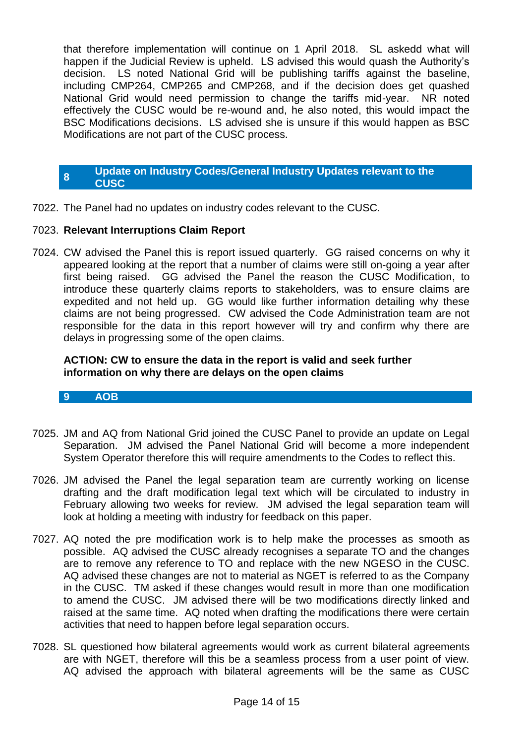that therefore implementation will continue on 1 April 2018. SL askedd what will happen if the Judicial Review is upheld. LS advised this would quash the Authority's decision. LS noted National Grid will be publishing tariffs against the baseline, including CMP264, CMP265 and CMP268, and if the decision does get quashed National Grid would need permission to change the tariffs mid-year. NR noted effectively the CUSC would be re-wound and, he also noted, this would impact the BSC Modifications decisions. LS advised she is unsure if this would happen as BSC Modifications are not part of the CUSC process.

## 8 Update on Industry Codes/General Industry Updates relevant to the CUSC

7022. The Panel had no updates on industry codes relevant to the CUSC.

7023. **Relevant Interruptions Claim Report**

7024. CW advised the Panel this is report issued quarterly. GG raised concerns on why it appeared looking at the report that a number of claims were still on-going a year after first being raised. GG advised the Panel the reason the CUSC Modification, to introduce these quarterly claims reports to stakeholders, was to ensure claims are expedited and not held up. GG would like further information detailing why these claims are not being progressed. CW advised the Code Administration team are not responsible for the data in this report however will try and confirm why there are delays in progressing some of the open claims.

**ACTION: CW to ensure the data in the report is valid and seek further information on why there are delays on the open claims**

## 9 AOB

7025. JM and AQ from National Grid joined the CUSC Panel to provide an update on Legal Separation. JM advised the Panel National Grid will become a more independent System Operator therefore this will require amendments to the Codes to reflect this.

7026. JM advised the Panel the legal separation team are currently working on license drafting and the draft modification legal text which will be circulated to industry in February allowing two weeks for review. JM advised the legal separation team will look at holding a meeting with industry for feedback on this paper.

7027. AQ noted the pre modification work is to help make the processes as smooth as possible. AQ advised the CUSC already recognises a separate TO and the changes are to remove any reference to TO and replace with the new NGESO in the CUSC. AQ advised these changes are not to material as NGET is referred to as the Company in the CUSC. TM asked if these changes would result in more than one modification to amend the CUSC. JM advised there will be two modifications directly linked and raised at the same time. AQ noted when drafting the modifications there were certain activities that need to happen before legal separation occurs.

7028. SL questioned how bilateral agreements would work as current bilateral agreements are with NGET, therefore will this be a seamless process from a user point of view. AQ advised the approach with bilateral agreements will be the same as CUSC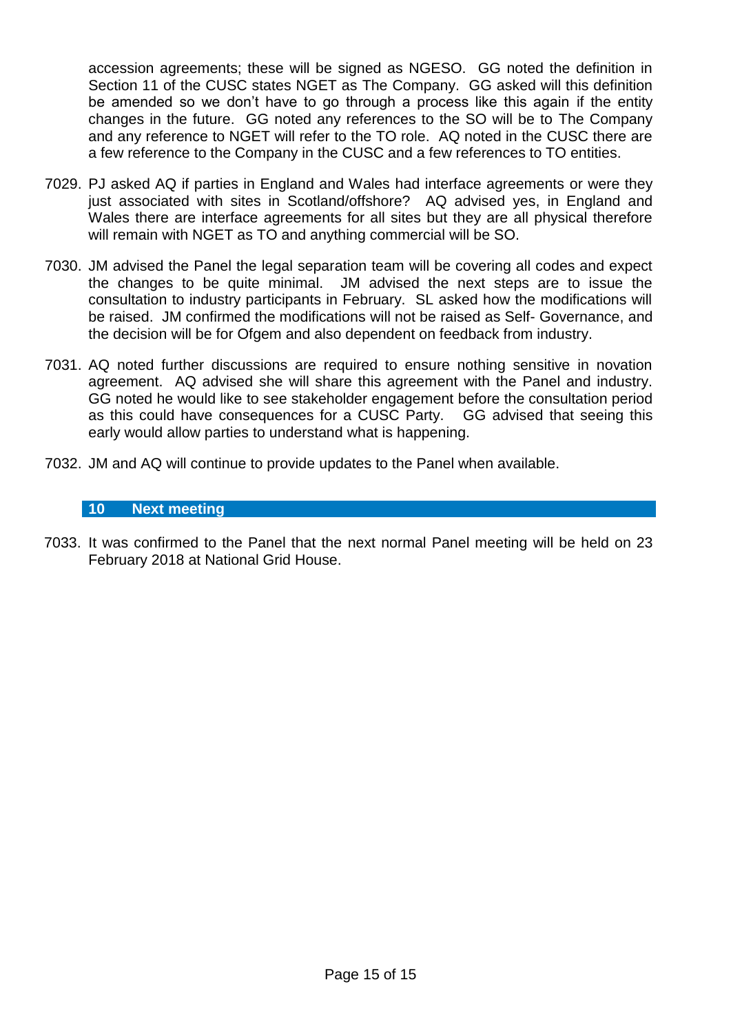accession agreements; these will be signed as NGESO. GG noted the definition in Section 11 of the CUSC states NGET as The Company. GG asked will this definition be amended so we don't have to go through a process like this again if the entity changes in the future. GG noted any references to the SO will be to The Company and any reference to NGET will refer to the TO role. AQ noted in the CUSC there are a few reference to the Company in the CUSC and a few references to TO entities.

7029. PJ asked AQ if parties in England and Wales had interface agreements or were they just associated with sites in Scotland/offshore? AQ advised yes, in England and Wales there are interface agreements for all sites but they are all physical therefore will remain with NGET as TO and anything commercial will be SO.

7030. JM advised the Panel the legal separation team will be covering all codes and expect the changes to be quite minimal. JM advised the next steps are to issue the consultation to industry participants in February. SL asked how the modifications will be raised. JM confirmed the modifications will not be raised as Self- Governance, and the decision will be for Ofgem and also dependent on feedback from industry.

7031. AQ noted further discussions are required to ensure nothing sensitive in novation agreement. AQ advised she will share this agreement with the Panel and industry. GG noted he would like to see stakeholder engagement before the consultation period as this could have consequences for a CUSC Party. GG advised that seeing this early would allow parties to understand what is happening.

7032. JM and AQ will continue to provide updates to the Panel when available.

## 10 Next meeting

7033. It was confirmed to the Panel that the next normal Panel meeting will be held on 23 February 2018 at National Grid House.